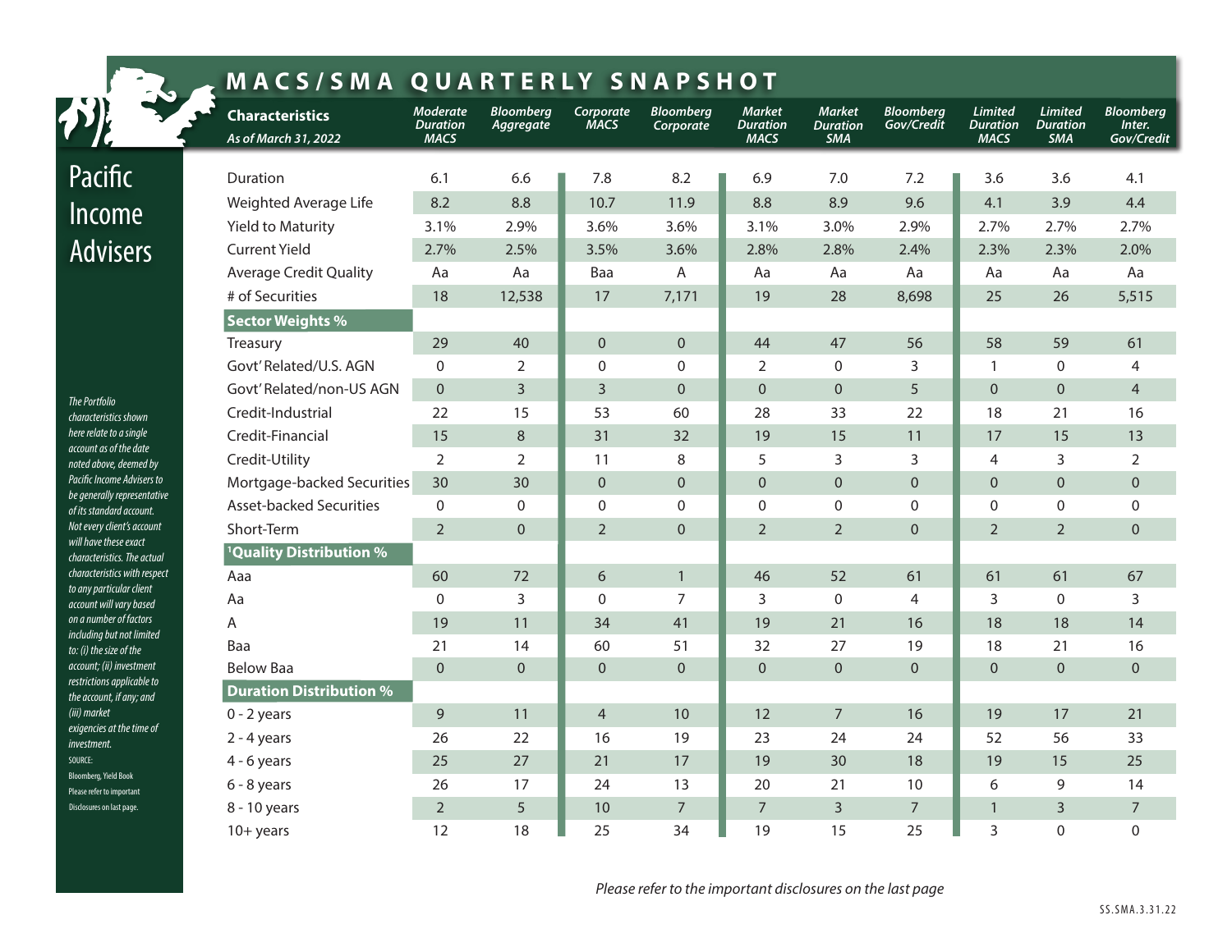# MACS/SMA QUARTERLY SNAPSHOT

Pacific Income Advisers

| Characteristics As of March 31, 2022 | Moderate Duration MACS | Bloomberg Aggregate | Corporate MACS | Bloomberg Corporate | Market Duration MACS | Market Duration SMA | Bloomberg Gov/Credit | Limited Duration MACS | Limited Duration SMA | Bloomberg Inter. Gov/Credit |
|---|---|---|---|---|---|---|---|---|---|---|
| Duration | 6.1 | 6.6 | 7.8 | 8.2 | 6.9 | 7.0 | 7.2 | 3.6 | 3.6 | 4.1 |
| Weighted Average Life | 8.2 | 8.8 | 10.7 | 11.9 | 8.8 | 8.9 | 9.6 | 4.1 | 3.9 | 4.4 |
| Yield to Maturity | 3.1% | 2.9% | 3.6% | 3.6% | 3.1% | 3.0% | 2.9% | 2.7% | 2.7% | 2.7% |
| Current Yield | 2.7% | 2.5% | 3.5% | 3.6% | 2.8% | 2.8% | 2.4% | 2.3% | 2.3% | 2.0% |
| Average Credit Quality | Aa | Aa | Baa | A | Aa | Aa | Aa | Aa | Aa | Aa |
| # of Securities | 18 | 12,538 | 17 | 7,171 | 19 | 28 | 8,698 | 25 | 26 | 5,515 |
| **Sector Weights %** | | | | | | | | | | |
| Treasury | 29 | 40 | 0 | 0 | 44 | 47 | 56 | 58 | 59 | 61 |
| Govt' Related/U.S. AGN | 0 | 2 | 0 | 0 | 2 | 0 | 3 | 1 | 0 | 4 |
| Govt' Related/non-US AGN | 0 | 3 | 3 | 0 | 0 | 0 | 5 | 0 | 0 | 4 |
| Credit-Industrial | 22 | 15 | 53 | 60 | 28 | 33 | 22 | 18 | 21 | 16 |
| Credit-Financial | 15 | 8 | 31 | 32 | 19 | 15 | 11 | 17 | 15 | 13 |
| Credit-Utility | 2 | 2 | 11 | 8 | 5 | 3 | 3 | 4 | 3 | 2 |
| Mortgage-backed Securities | 30 | 30 | 0 | 0 | 0 | 0 | 0 | 0 | 0 | 0 |
| Asset-backed Securities | 0 | 0 | 0 | 0 | 0 | 0 | 0 | 0 | 0 | 0 |
| Short-Term | 2 | 0 | 2 | 0 | 2 | 2 | 0 | 2 | 2 | 0 |
| **[1]Quality Distribution %** | | | | | | | | | | |
| Aaa | 60 | 72 | 6 | 1 | 46 | 52 | 61 | 61 | 61 | 67 |
| Aa | 0 | 3 | 0 | 7 | 3 | 0 | 4 | 3 | 0 | 3 |
| A | 19 | 11 | 34 | 41 | 19 | 21 | 16 | 18 | 18 | 14 |
| Baa | 21 | 14 | 60 | 51 | 32 | 27 | 19 | 18 | 21 | 16 |
| Below Baa | 0 | 0 | 0 | 0 | 0 | 0 | 0 | 0 | 0 | 0 |
| **Duration Distribution %** | | | | | | | | | | |
| 0 - 2 years | 9 | 11 | 4 | 10 | 12 | 7 | 16 | 19 | 17 | 21 |
| 2 - 4 years | 26 | 22 | 16 | 19 | 23 | 24 | 24 | 52 | 56 | 33 |
| 4 - 6 years | 25 | 27 | 21 | 17 | 19 | 30 | 18 | 19 | 15 | 25 |
| 6 - 8 years | 26 | 17 | 24 | 13 | 20 | 21 | 10 | 6 | 9 | 14 |
| 8 - 10 years | 2 | 5 | 10 | 7 | 7 | 3 | 7 | 1 | 3 | 7 |
| 10+ years | 12 | 18 | 25 | 34 | 19 | 15 | 25 | 3 | 0 | 0 |

*The Portfolio characteristics shown here relate to a single account as of the date noted above, deemed by Pacific Income Advisers to be generally representative of its standard account. Not every client's account will have these exact characteristics. The actual characteristics with respect to any particular client account will vary based on a number of factors including but not limited to: (i) the size of the account; (ii) investment restrictions applicable to the account, if any; and (iii) market exigencies at the time of investment.*

SOURCE: Bloomberg, Yield Book

Please refer to important Disclosures on last page.

*Please refer to the important disclosures on the last page*

SS.SMA.3.31.22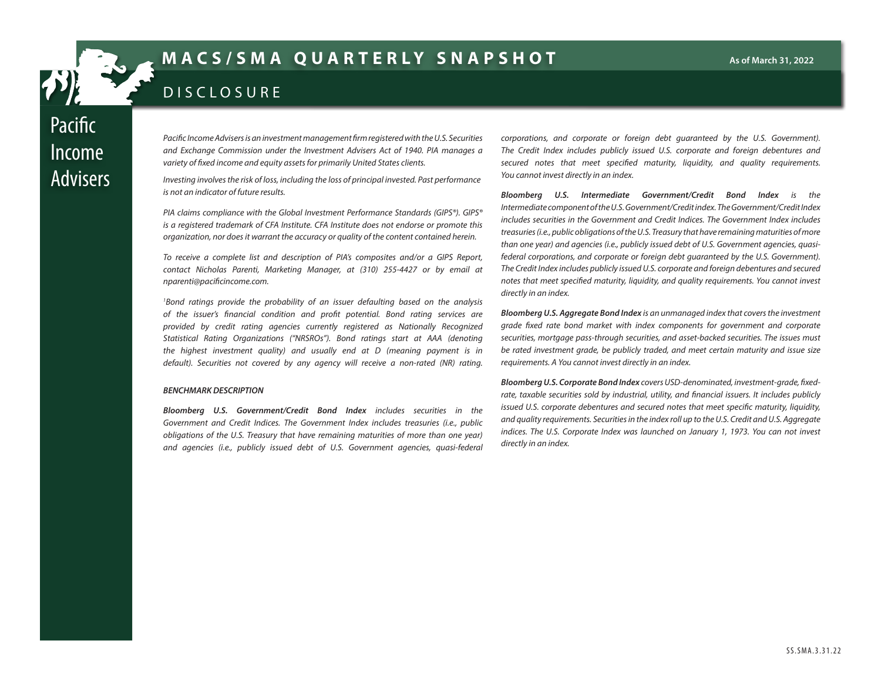# MACS/SMA QUARTERLY SNAPSHOT

As of March 31, 2022

## DISCLOSURE

Pacific Income Advisers

*Pacific Income Advisers is an investment management firm registered with the U.S. Securities and Exchange Commission under the Investment Advisers Act of 1940. PIA manages a variety of fixed income and equity assets for primarily United States clients.*

*Investing involves the risk of loss, including the loss of principal invested. Past performance is not an indicator of future results.*

*PIA claims compliance with the Global Investment Performance Standards (GIPS®). GIPS® is a registered trademark of CFA Institute. CFA Institute does not endorse or promote this organization, nor does it warrant the accuracy or quality of the content contained herein.*

*To receive a complete list and description of PIA's composites and/or a GIPS Report, contact Nicholas Parenti, Marketing Manager, at (310) 255-4427 or by email at nparenti@pacificincome.com.*

*[1]Bond ratings provide the probability of an issuer defaulting based on the analysis of the issuer's financial condition and profit potential. Bond rating services are provided by credit rating agencies currently registered as Nationally Recognized Statistical Rating Organizations ("NRSROs"). Bond ratings start at AAA (denoting the highest investment quality) and usually end at D (meaning payment is in default). Securities not covered by any agency will receive a non-rated (NR) rating.*

***BENCHMARK DESCRIPTION***

***Bloomberg U.S. Government/Credit Bond Index** includes securities in the Government and Credit Indices. The Government Index includes treasuries (i.e., public obligations of the U.S. Treasury that have remaining maturities of more than one year) and agencies (i.e., publicly issued debt of U.S. Government agencies, quasi-federal corporations, and corporate or foreign debt guaranteed by the U.S. Government). The Credit Index includes publicly issued U.S. corporate and foreign debentures and secured notes that meet specified maturity, liquidity, and quality requirements. You cannot invest directly in an index.*

***Bloomberg U.S. Intermediate Government/Credit Bond Index** is the Intermediate component of the U.S. Government/Credit index. The Government/Credit Index includes securities in the Government and Credit Indices. The Government Index includes treasuries (i.e., public obligations of the U.S. Treasury that have remaining maturities of more than one year) and agencies (i.e., publicly issued debt of U.S. Government agencies, quasi-federal corporations, and corporate or foreign debt guaranteed by the U.S. Government). The Credit Index includes publicly issued U.S. corporate and foreign debentures and secured notes that meet specified maturity, liquidity, and quality requirements. You cannot invest directly in an index.*

***Bloomberg U.S. Aggregate Bond Index** is an unmanaged index that covers the investment grade fixed rate bond market with index components for government and corporate securities, mortgage pass-through securities, and asset-backed securities. The issues must be rated investment grade, be publicly traded, and meet certain maturity and issue size requirements. A You cannot invest directly in an index.*

***Bloomberg U.S. Corporate Bond Index** covers USD-denominated, investment-grade, fixed-rate, taxable securities sold by industrial, utility, and financial issuers. It includes publicly issued U.S. corporate debentures and secured notes that meet specific maturity, liquidity, and quality requirements. Securities in the index roll up to the U.S. Credit and U.S. Aggregate indices. The U.S. Corporate Index was launched on January 1, 1973. You can not invest directly in an index.*

SS.SMA.3.31.22